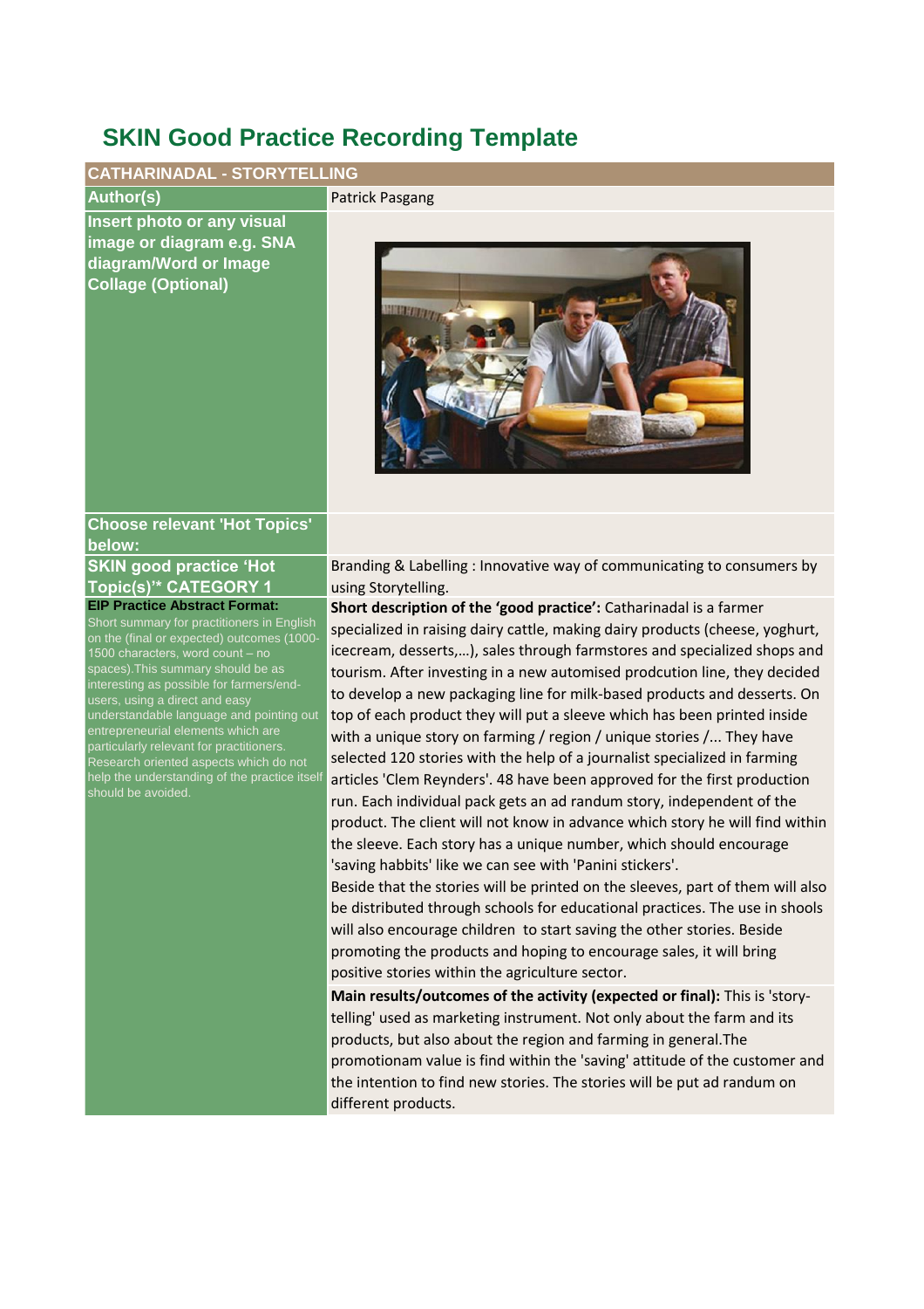# SKIN Good Practice Recording Template

| CATHARINADAL - STORYTELLING | |
|---|---|
| **Author(s)** | Patrick Pasgang |
| **Insert photo or any visual image or diagram e.g. SNA diagram/Word or Image Collage (Optional)** | |
| **Choose relevant 'Hot Topics' below:** | |
| **SKIN good practice 'Hot Topic(s)'* CATEGORY 1** | Branding & Labelling : Innovative way of communicating to consumers by using Storytelling. |
| **EIP Practice Abstract Format:** Short summary for practitioners in English on the (final or expected) outcomes (1000-1500 characters, word count – no spaces).This summary should be as interesting as possible for farmers/end-users, using a direct and easy understandable language and pointing out entrepreneurial elements which are particularly relevant for practitioners. Research oriented aspects which do not help the understanding of the practice itself should be avoided. | **Short description of the 'good practice':** Catharinadal is a farmer specialized in raising dairy cattle, making dairy products (cheese, yoghurt, icecream, desserts,…), sales through farmstores and specialized shops and tourism. After investing in a new automised prodcution line, they decided to develop a new packaging line for milk-based products and desserts. On top of each product they will put a sleeve which has been printed inside with a unique story on farming / region / unique stories /... They have selected 120 stories with the help of a journalist specialized in farming articles 'Clem Reynders'. 48 have been approved for the first production run. Each individual pack gets an ad randum story, independent of the product. The client will not know in advance which story he will find within the sleeve. Each story has a unique number, which should encourage 'saving habbits' like we can see with 'Panini stickers'.<br>Beside that the stories will be printed on the sleeves, part of them will also be distributed through schools for educational practices. The use in shools will also encourage children to start saving the other stories. Beside promoting the products and hoping to encourage sales, it will bring positive stories within the agriculture sector.<br>**Main results/outcomes of the activity (expected or final):** This is 'story-telling' used as marketing instrument. Not only about the farm and its products, but also about the region and farming in general.The promotionam value is find within the 'saving' attitude of the customer and the intention to find new stories. The stories will be put ad randum on different products. |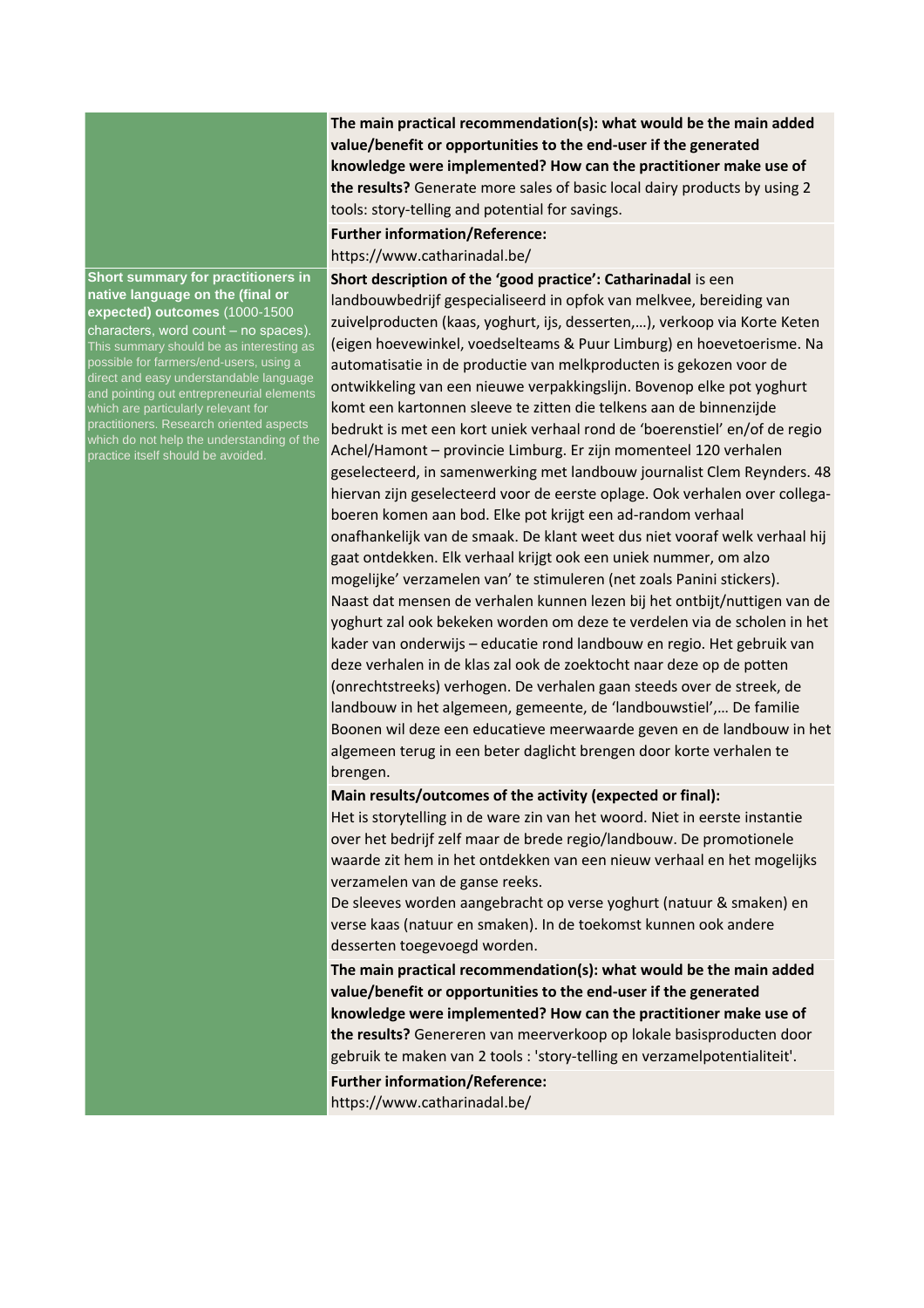| | |
|---|---|
| | **The main practical recommendation(s): what would be the main added value/benefit or opportunities to the end-user if the generated knowledge were implemented? How can the practitioner make use of the results?** Generate more sales of basic local dairy products by using 2 tools: story-telling and potential for savings. |
| | **Further information/Reference:** https://www.catharinadal.be/ |
| **Short summary for practitioners in native language on the (final or expected) outcomes** (1000-1500 characters, word count – no spaces). This summary should be as interesting as possible for farmers/end-users, using a direct and easy understandable language and pointing out entrepreneurial elements which are particularly relevant for practitioners. Research oriented aspects which do not help the understanding of the practice itself should be avoided. | **Short description of the 'good practice': Catharinadal** is een landbouwbedrijf gespecialiseerd in opfok van melkvee, bereiding van zuivelproducten (kaas, yoghurt, ijs, desserten,…), verkoop via Korte Keten (eigen hoevewinkel, voedselteams & Puur Limburg) en hoevetoerisme. Na automatisatie in de productie van melkproducten is gekozen voor de ontwikkeling van een nieuwe verpakkingslijn. Bovenop elke pot yoghurt komt een kartonnen sleeve te zitten die telkens aan de binnenzijde bedrukt is met een kort uniek verhaal rond de 'boerenstiel' en/of de regio Achel/Hamont – provincie Limburg. Er zijn momenteel 120 verhalen geselecteerd, in samenwerking met landbouw journalist Clem Reynders. 48 hiervan zijn geselecteerd voor de eerste oplage. Ook verhalen over collega-boeren komen aan bod. Elke pot krijgt een ad-random verhaal onafhankelijk van de smaak. De klant weet dus niet vooraf welk verhaal hij gaat ontdekken. Elk verhaal krijgt ook een uniek nummer, om alzo mogelijke' verzamelen van' te stimuleren (net zoals Panini stickers). Naast dat mensen de verhalen kunnen lezen bij het ontbijt/nuttigen van de yoghurt zal ook bekeken worden om deze te verdelen via de scholen in het kader van onderwijs – educatie rond landbouw en regio. Het gebruik van deze verhalen in de klas zal ook de zoektocht naar deze op de potten (onrechtstreeks) verhogen. De verhalen gaan steeds over de streek, de landbouw in het algemeen, gemeente, de 'landbouwstiel',… De familie Boonen wil deze een educatieve meerwaarde geven en de landbouw in het algemeen terug in een beter daglicht brengen door korte verhalen te brengen. |
| | **Main results/outcomes of the activity (expected or final):** Het is storytelling in de ware zin van het woord. Niet in eerste instantie over het bedrijf zelf maar de brede regio/landbouw. De promotionele waarde zit hem in het ontdekken van een nieuw verhaal en het mogelijks verzamelen van de ganse reeks. De sleeves worden aangebracht op verse yoghurt (natuur & smaken) en verse kaas (natuur en smaken). In de toekomst kunnen ook andere desserten toegevoegd worden. |
| | **The main practical recommendation(s): what would be the main added value/benefit or opportunities to the end-user if the generated knowledge were implemented? How can the practitioner make use of the results?** Genereren van meerverkoop op lokale basisproducten door gebruik te maken van 2 tools : 'story-telling en verzamelpotentialiteit'. |
| | **Further information/Reference:** https://www.catharinadal.be/ |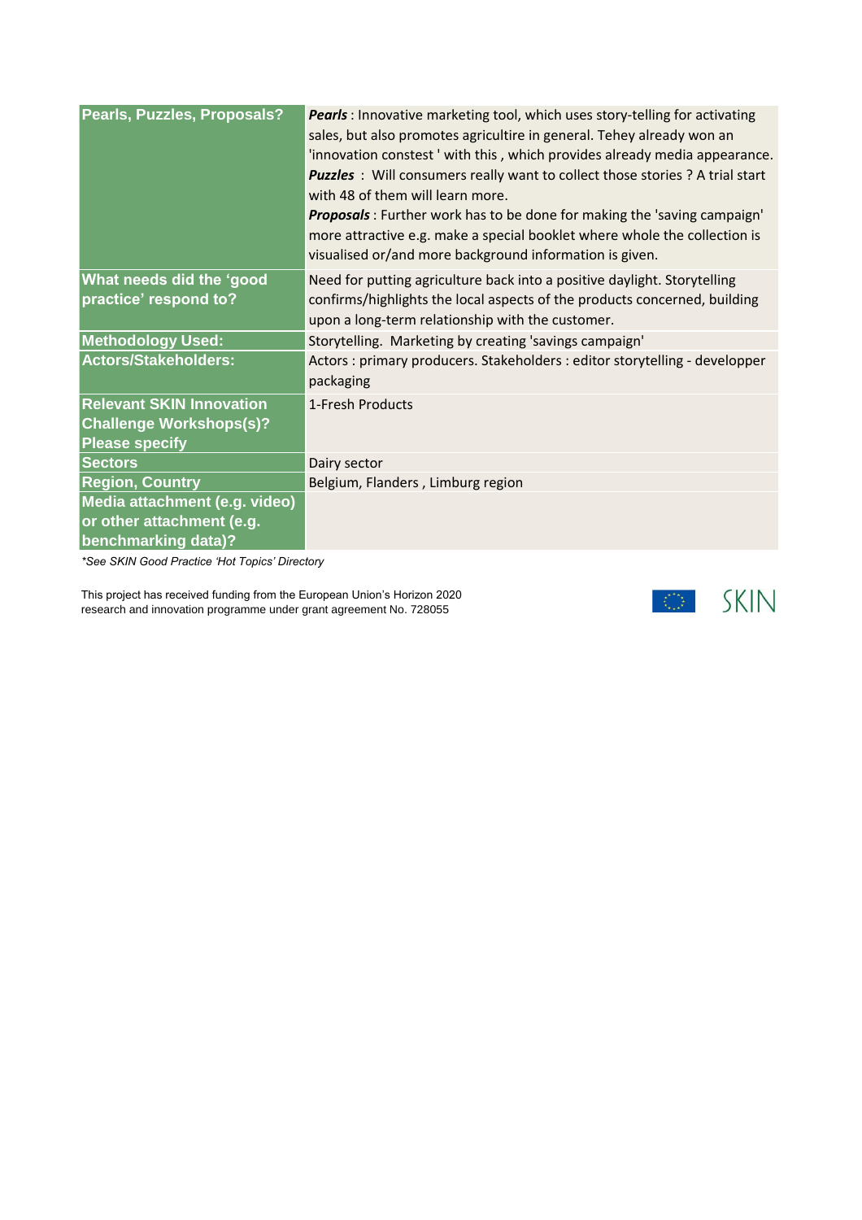| | |
|---|---|
| **Pearls, Puzzles, Proposals?** | ***Pearls*** : Innovative marketing tool, which uses story-telling for activating sales, but also promotes agricultire in general. Tehey already won an 'innovation constest ' with this , which provides already media appearance. ***Puzzles*** : Will consumers really want to collect those stories ? A trial start with 48 of them will learn more. ***Proposals*** : Further work has to be done for making the 'saving campaign' more attractive e.g. make a special booklet where whole the collection is visualised or/and more background information is given. |
| **What needs did the 'good practice' respond to?** | Need for putting agriculture back into a positive daylight. Storytelling confirms/highlights the local aspects of the products concerned, building upon a long-term relationship with the customer. |
| **Methodology Used:** | Storytelling. Marketing by creating 'savings campaign' |
| **Actors/Stakeholders:** | Actors : primary producers. Stakeholders : editor storytelling - developper packaging |
| **Relevant SKIN Innovation Challenge Workshops(s)? Please specify** | 1-Fresh Products |
| **Sectors** | Dairy sector |
| **Region, Country** | Belgium, Flanders , Limburg region |
| **Media attachment (e.g. video) or other attachment (e.g. benchmarking data)?** | |

*\*See SKIN Good Practice 'Hot Topics' Directory*

This project has received funding from the European Union's Horizon 2020 research and innovation programme under grant agreement No. 728055

SKIN